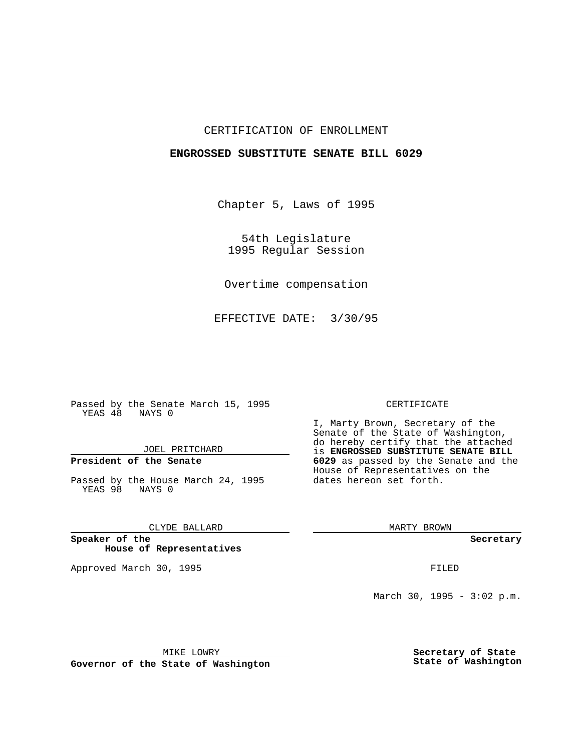CERTIFICATION OF ENROLLMENT

**ENGROSSED SUBSTITUTE SENATE BILL 6029**

Chapter 5, Laws of 1995

54th Legislature
1995 Regular Session

Overtime compensation

EFFECTIVE DATE: 3/30/95

Passed by the Senate March 15, 1995
YEAS 48 NAYS 0

JOEL PRITCHARD

**President of the Senate**

Passed by the House March 24, 1995
YEAS 98 NAYS 0

CLYDE BALLARD

**Speaker of the House of Representatives**

Approved March 30, 1995

MIKE LOWRY

**Governor of the State of Washington**

CERTIFICATE

I, Marty Brown, Secretary of the Senate of the State of Washington, do hereby certify that the attached is **ENGROSSED SUBSTITUTE SENATE BILL 6029** as passed by the Senate and the House of Representatives on the dates hereon set forth.

MARTY BROWN

**Secretary**

FILED

March 30, 1995 - 3:02 p.m.

**Secretary of State**
**State of Washington**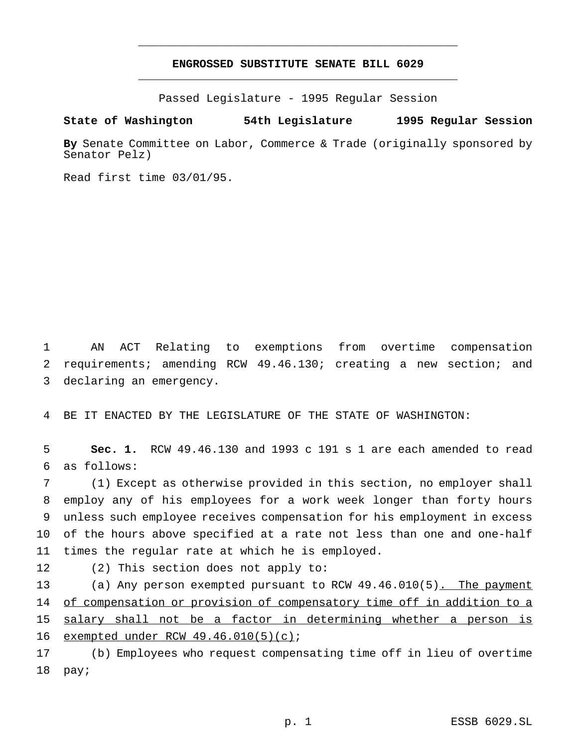# ENGROSSED SUBSTITUTE SENATE BILL 6029

Passed Legislature - 1995 Regular Session

**State of Washington 54th Legislature 1995 Regular Session**

**By** Senate Committee on Labor, Commerce & Trade (originally sponsored by Senator Pelz)

Read first time 03/01/95.

AN ACT Relating to exemptions from overtime compensation requirements; amending RCW 49.46.130; creating a new section; and declaring an emergency.

BE IT ENACTED BY THE LEGISLATURE OF THE STATE OF WASHINGTON:

**Sec. 1.** RCW 49.46.130 and 1993 c 191 s 1 are each amended to read as follows:

(1) Except as otherwise provided in this section, no employer shall employ any of his employees for a work week longer than forty hours unless such employee receives compensation for his employment in excess of the hours above specified at a rate not less than one and one-half times the regular rate at which he is employed.

(2) This section does not apply to:

(a) Any person exempted pursuant to RCW 49.46.010(5)<u>. The payment of compensation or provision of compensatory time off in addition to a salary shall not be a factor in determining whether a person is exempted under RCW 49.46.010(5)(c)</u>;

(b) Employees who request compensating time off in lieu of overtime pay;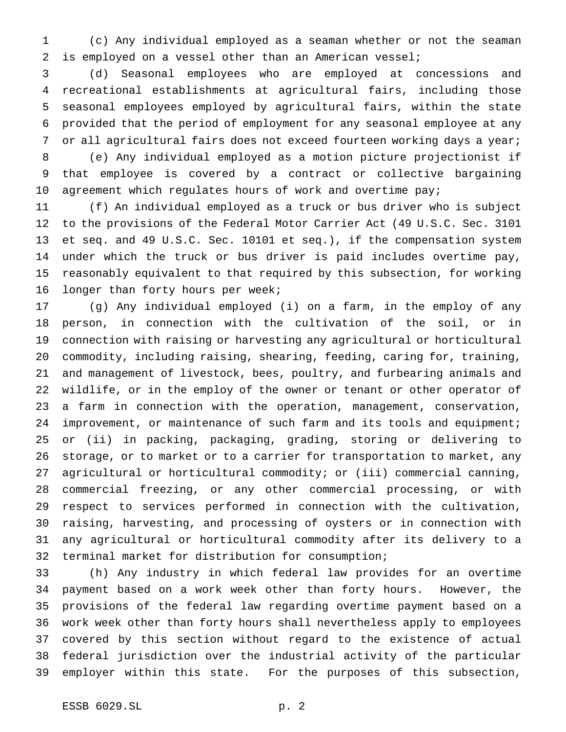(c) Any individual employed as a seaman whether or not the seaman is employed on a vessel other than an American vessel;

(d) Seasonal employees who are employed at concessions and recreational establishments at agricultural fairs, including those seasonal employees employed by agricultural fairs, within the state provided that the period of employment for any seasonal employee at any or all agricultural fairs does not exceed fourteen working days a year;

(e) Any individual employed as a motion picture projectionist if that employee is covered by a contract or collective bargaining agreement which regulates hours of work and overtime pay;

(f) An individual employed as a truck or bus driver who is subject to the provisions of the Federal Motor Carrier Act (49 U.S.C. Sec. 3101 et seq. and 49 U.S.C. Sec. 10101 et seq.), if the compensation system under which the truck or bus driver is paid includes overtime pay, reasonably equivalent to that required by this subsection, for working longer than forty hours per week;

(g) Any individual employed (i) on a farm, in the employ of any person, in connection with the cultivation of the soil, or in connection with raising or harvesting any agricultural or horticultural commodity, including raising, shearing, feeding, caring for, training, and management of livestock, bees, poultry, and furbearing animals and wildlife, or in the employ of the owner or tenant or other operator of a farm in connection with the operation, management, conservation, improvement, or maintenance of such farm and its tools and equipment; or (ii) in packing, packaging, grading, storing or delivering to storage, or to market or to a carrier for transportation to market, any agricultural or horticultural commodity; or (iii) commercial canning, commercial freezing, or any other commercial processing, or with respect to services performed in connection with the cultivation, raising, harvesting, and processing of oysters or in connection with any agricultural or horticultural commodity after its delivery to a terminal market for distribution for consumption;

(h) Any industry in which federal law provides for an overtime payment based on a work week other than forty hours. However, the provisions of the federal law regarding overtime payment based on a work week other than forty hours shall nevertheless apply to employees covered by this section without regard to the existence of actual federal jurisdiction over the industrial activity of the particular employer within this state. For the purposes of this subsection,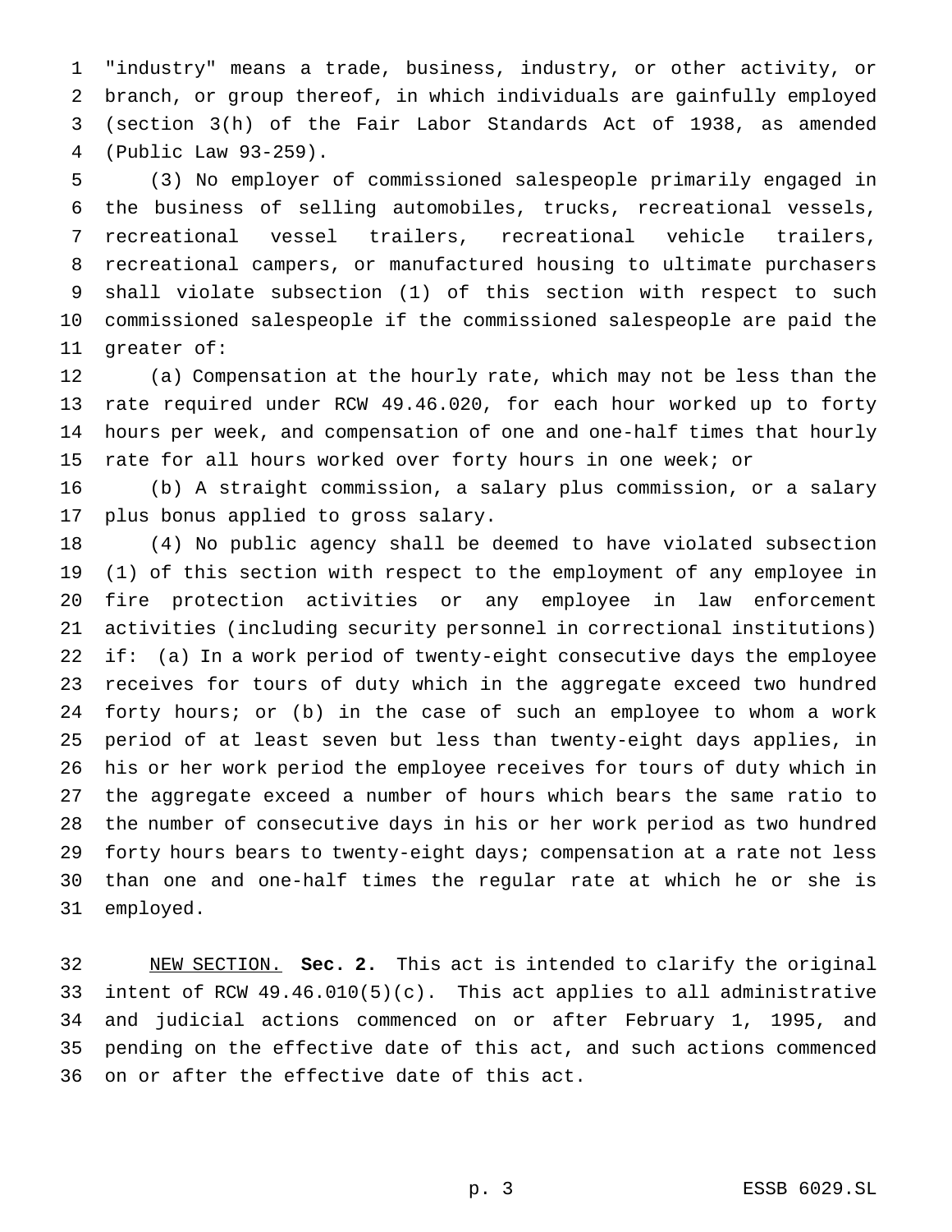"industry" means a trade, business, industry, or other activity, or branch, or group thereof, in which individuals are gainfully employed (section 3(h) of the Fair Labor Standards Act of 1938, as amended (Public Law 93-259).

(3) No employer of commissioned salespeople primarily engaged in the business of selling automobiles, trucks, recreational vessels, recreational vessel trailers, recreational vehicle trailers, recreational campers, or manufactured housing to ultimate purchasers shall violate subsection (1) of this section with respect to such commissioned salespeople if the commissioned salespeople are paid the greater of:

(a) Compensation at the hourly rate, which may not be less than the rate required under RCW 49.46.020, for each hour worked up to forty hours per week, and compensation of one and one-half times that hourly rate for all hours worked over forty hours in one week; or

(b) A straight commission, a salary plus commission, or a salary plus bonus applied to gross salary.

(4) No public agency shall be deemed to have violated subsection (1) of this section with respect to the employment of any employee in fire protection activities or any employee in law enforcement activities (including security personnel in correctional institutions) if: (a) In a work period of twenty-eight consecutive days the employee receives for tours of duty which in the aggregate exceed two hundred forty hours; or (b) in the case of such an employee to whom a work period of at least seven but less than twenty-eight days applies, in his or her work period the employee receives for tours of duty which in the aggregate exceed a number of hours which bears the same ratio to the number of consecutive days in his or her work period as two hundred forty hours bears to twenty-eight days; compensation at a rate not less than one and one-half times the regular rate at which he or she is employed.

NEW SECTION. **Sec. 2.** This act is intended to clarify the original intent of RCW 49.46.010(5)(c). This act applies to all administrative and judicial actions commenced on or after February 1, 1995, and pending on the effective date of this act, and such actions commenced on or after the effective date of this act.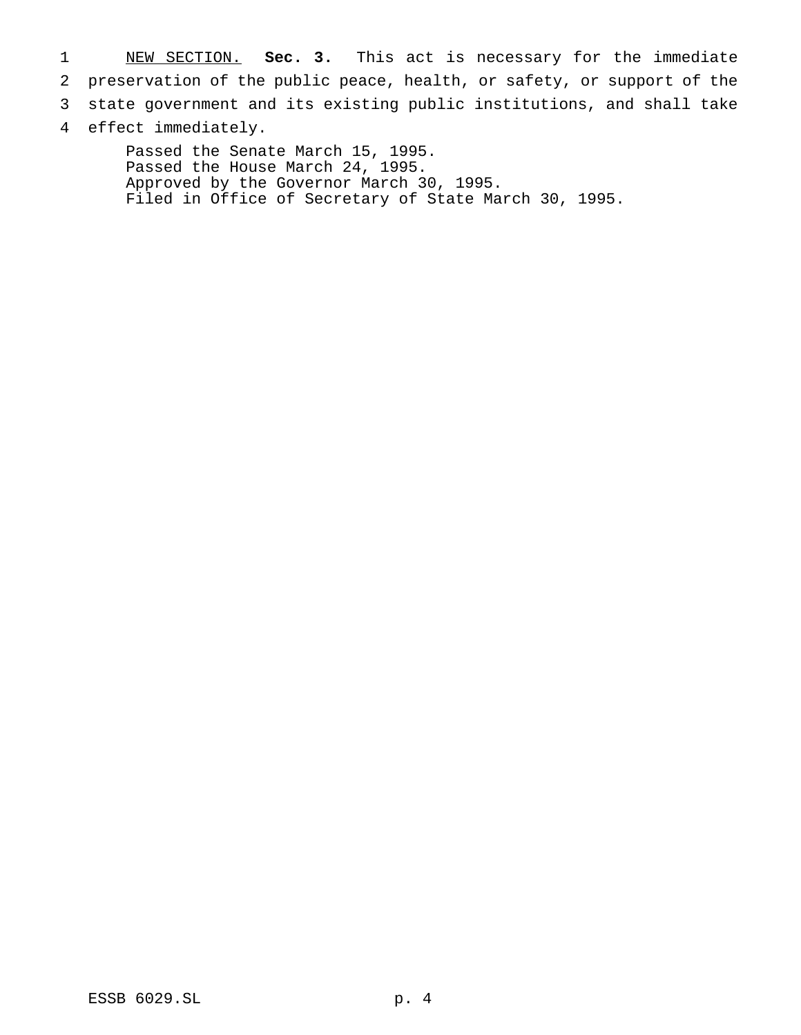NEW SECTION. **Sec. 3.** This act is necessary for the immediate preservation of the public peace, health, or safety, or support of the state government and its existing public institutions, and shall take effect immediately.

Passed the Senate March 15, 1995.
Passed the House March 24, 1995.
Approved by the Governor March 30, 1995.
Filed in Office of Secretary of State March 30, 1995.